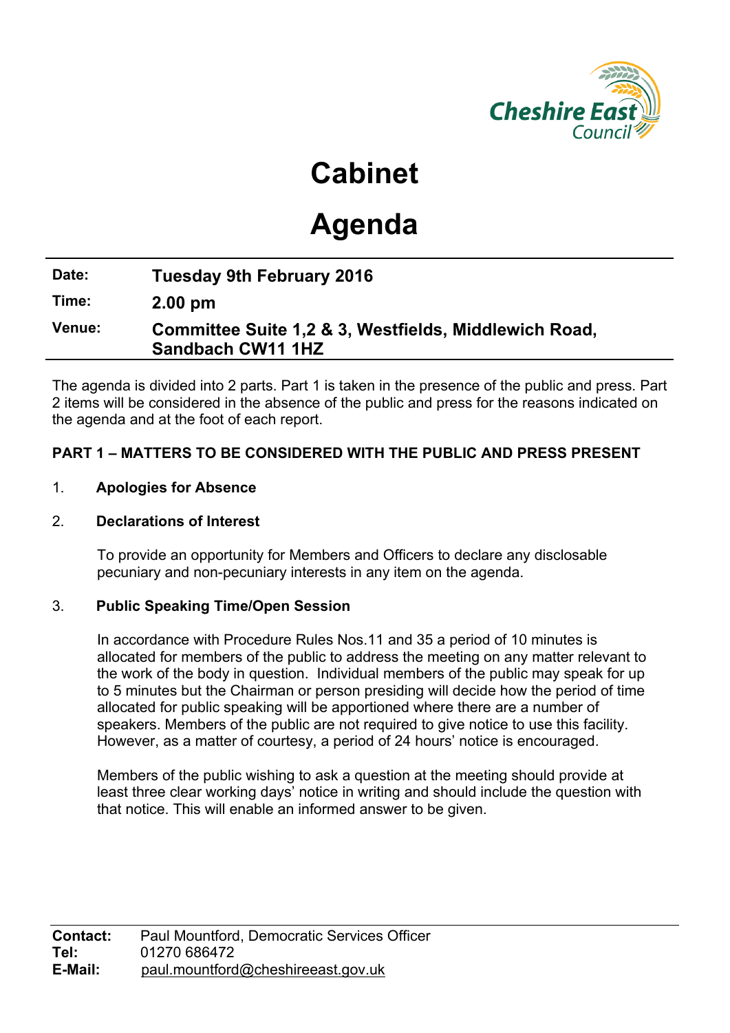Cheshire East Council

# Cabinet

# Agenda

| | |
|---|---|
| **Date:** | **Tuesday 9th February 2016** |
| **Time:** | **2.00 pm** |
| **Venue:** | **Committee Suite 1,2 & 3, Westfields, Middlewich Road, Sandbach CW11 1HZ** |

The agenda is divided into 2 parts. Part 1 is taken in the presence of the public and press. Part 2 items will be considered in the absence of the public and press for the reasons indicated on the agenda and at the foot of each report.

**PART 1 – MATTERS TO BE CONSIDERED WITH THE PUBLIC AND PRESS PRESENT**

1. **Apologies for Absence**

2. **Declarations of Interest**

   To provide an opportunity for Members and Officers to declare any disclosable pecuniary and non-pecuniary interests in any item on the agenda.

3. **Public Speaking Time/Open Session**

   In accordance with Procedure Rules Nos.11 and 35 a period of 10 minutes is allocated for members of the public to address the meeting on any matter relevant to the work of the body in question. Individual members of the public may speak for up to 5 minutes but the Chairman or person presiding will decide how the period of time allocated for public speaking will be apportioned where there are a number of speakers. Members of the public are not required to give notice to use this facility. However, as a matter of courtesy, a period of 24 hours' notice is encouraged.

   Members of the public wishing to ask a question at the meeting should provide at least three clear working days' notice in writing and should include the question with that notice. This will enable an informed answer to be given.

| | |
|---|---|
| **Contact:** | Paul Mountford, Democratic Services Officer |
| **Tel:** | 01270 686472 |
| **E-Mail:** | paul.mountford@cheshireeast.gov.uk |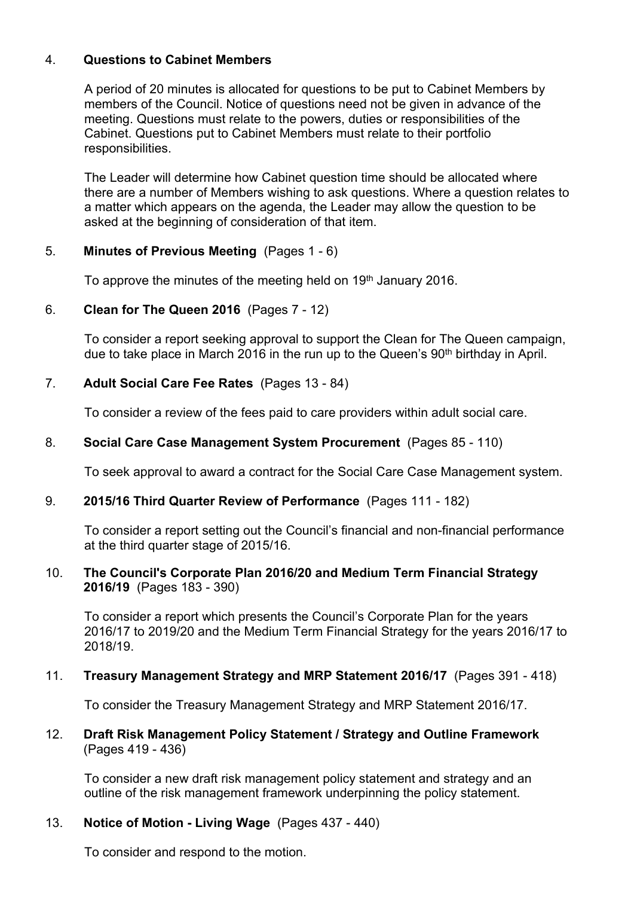4. **Questions to Cabinet Members**

   A period of 20 minutes is allocated for questions to be put to Cabinet Members by members of the Council. Notice of questions need not be given in advance of the meeting. Questions must relate to the powers, duties or responsibilities of the Cabinet. Questions put to Cabinet Members must relate to their portfolio responsibilities.

   The Leader will determine how Cabinet question time should be allocated where there are a number of Members wishing to ask questions. Where a question relates to a matter which appears on the agenda, the Leader may allow the question to be asked at the beginning of consideration of that item.

5. **Minutes of Previous Meeting** (Pages 1 - 6)

   To approve the minutes of the meeting held on 19th January 2016.

6. **Clean for The Queen 2016** (Pages 7 - 12)

   To consider a report seeking approval to support the Clean for The Queen campaign, due to take place in March 2016 in the run up to the Queen's 90th birthday in April.

7. **Adult Social Care Fee Rates** (Pages 13 - 84)

   To consider a review of the fees paid to care providers within adult social care.

8. **Social Care Case Management System Procurement** (Pages 85 - 110)

   To seek approval to award a contract for the Social Care Case Management system.

9. **2015/16 Third Quarter Review of Performance** (Pages 111 - 182)

   To consider a report setting out the Council's financial and non-financial performance at the third quarter stage of 2015/16.

10. **The Council's Corporate Plan 2016/20 and Medium Term Financial Strategy 2016/19** (Pages 183 - 390)

    To consider a report which presents the Council's Corporate Plan for the years 2016/17 to 2019/20 and the Medium Term Financial Strategy for the years 2016/17 to 2018/19.

11. **Treasury Management Strategy and MRP Statement 2016/17** (Pages 391 - 418)

    To consider the Treasury Management Strategy and MRP Statement 2016/17.

12. **Draft Risk Management Policy Statement / Strategy and Outline Framework** (Pages 419 - 436)

    To consider a new draft risk management policy statement and strategy and an outline of the risk management framework underpinning the policy statement.

13. **Notice of Motion - Living Wage** (Pages 437 - 440)

    To consider and respond to the motion.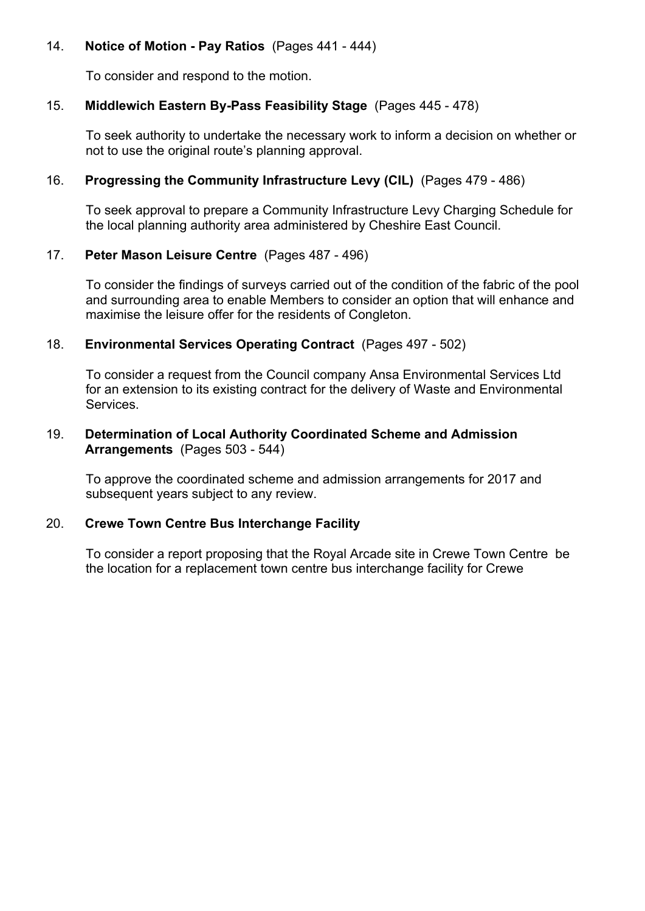14. **Notice of Motion - Pay Ratios** (Pages 441 - 444)

    To consider and respond to the motion.

15. **Middlewich Eastern By-Pass Feasibility Stage** (Pages 445 - 478)

    To seek authority to undertake the necessary work to inform a decision on whether or not to use the original route's planning approval.

16. **Progressing the Community Infrastructure Levy (CIL)** (Pages 479 - 486)

    To seek approval to prepare a Community Infrastructure Levy Charging Schedule for the local planning authority area administered by Cheshire East Council.

17. **Peter Mason Leisure Centre** (Pages 487 - 496)

    To consider the findings of surveys carried out of the condition of the fabric of the pool and surrounding area to enable Members to consider an option that will enhance and maximise the leisure offer for the residents of Congleton.

18. **Environmental Services Operating Contract** (Pages 497 - 502)

    To consider a request from the Council company Ansa Environmental Services Ltd for an extension to its existing contract for the delivery of Waste and Environmental Services.

19. **Determination of Local Authority Coordinated Scheme and Admission Arrangements** (Pages 503 - 544)

    To approve the coordinated scheme and admission arrangements for 2017 and subsequent years subject to any review.

20. **Crewe Town Centre Bus Interchange Facility**

    To consider a report proposing that the Royal Arcade site in Crewe Town Centre be the location for a replacement town centre bus interchange facility for Crewe